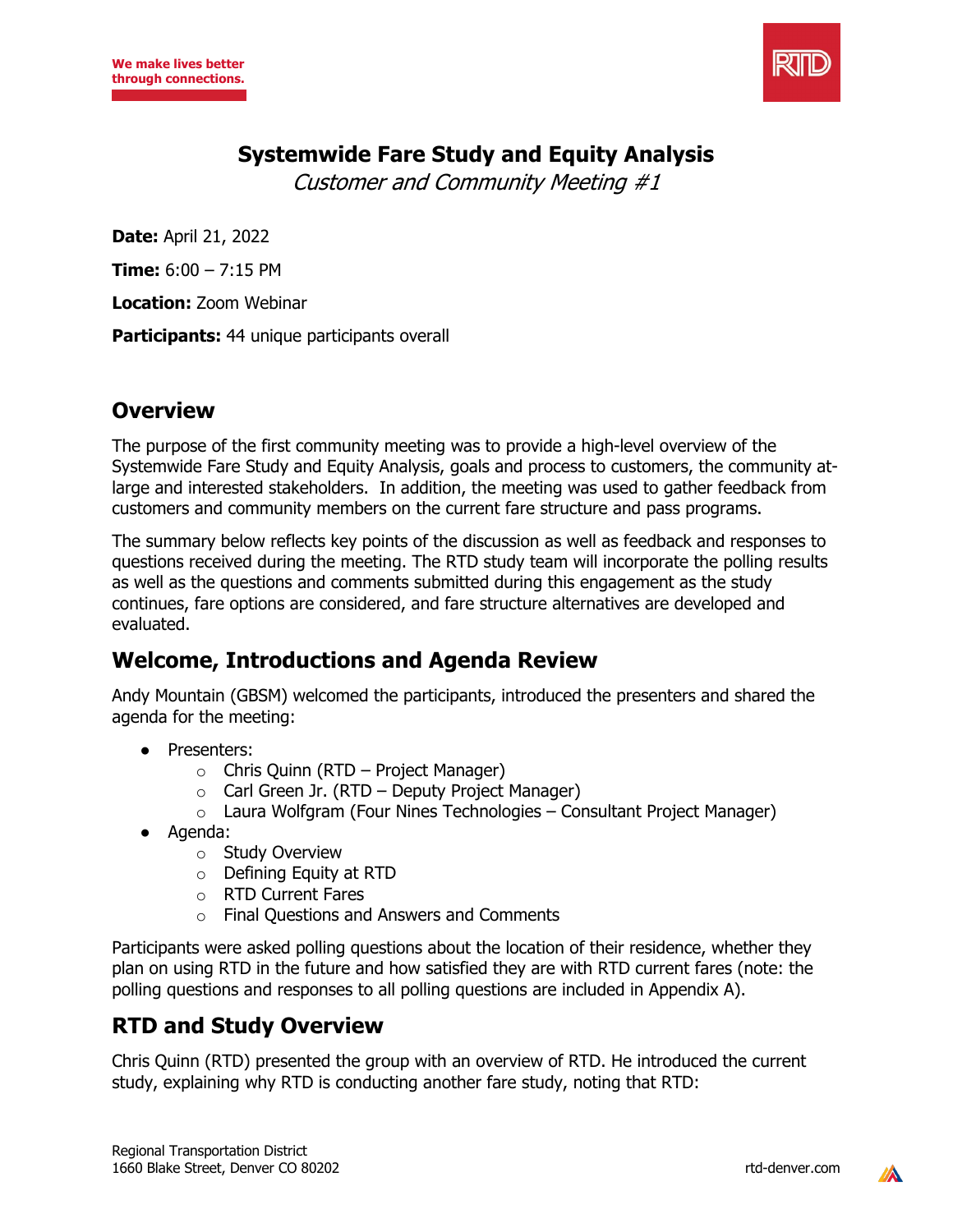We make lives better through connections.

# Systemwide Fare Study and Equity Analysis

*Customer and Community Meeting #1*

**Date:** April 21, 2022

**Time:** 6:00 – 7:15 PM

**Location:** Zoom Webinar

**Participants:** 44 unique participants overall

## Overview

The purpose of the first community meeting was to provide a high-level overview of the Systemwide Fare Study and Equity Analysis, goals and process to customers, the community at-large and interested stakeholders. In addition, the meeting was used to gather feedback from customers and community members on the current fare structure and pass programs.

The summary below reflects key points of the discussion as well as feedback and responses to questions received during the meeting. The RTD study team will incorporate the polling results as well as the questions and comments submitted during this engagement as the study continues, fare options are considered, and fare structure alternatives are developed and evaluated.

## Welcome, Introductions and Agenda Review

Andy Mountain (GBSM) welcomed the participants, introduced the presenters and shared the agenda for the meeting:

- Presenters:
  - Chris Quinn (RTD – Project Manager)
  - Carl Green Jr. (RTD – Deputy Project Manager)
  - Laura Wolfgram (Four Nines Technologies – Consultant Project Manager)
- Agenda:
  - Study Overview
  - Defining Equity at RTD
  - RTD Current Fares
  - Final Questions and Answers and Comments

Participants were asked polling questions about the location of their residence, whether they plan on using RTD in the future and how satisfied they are with RTD current fares (note: the polling questions and responses to all polling questions are included in Appendix A).

## RTD and Study Overview

Chris Quinn (RTD) presented the group with an overview of RTD. He introduced the current study, explaining why RTD is conducting another fare study, noting that RTD: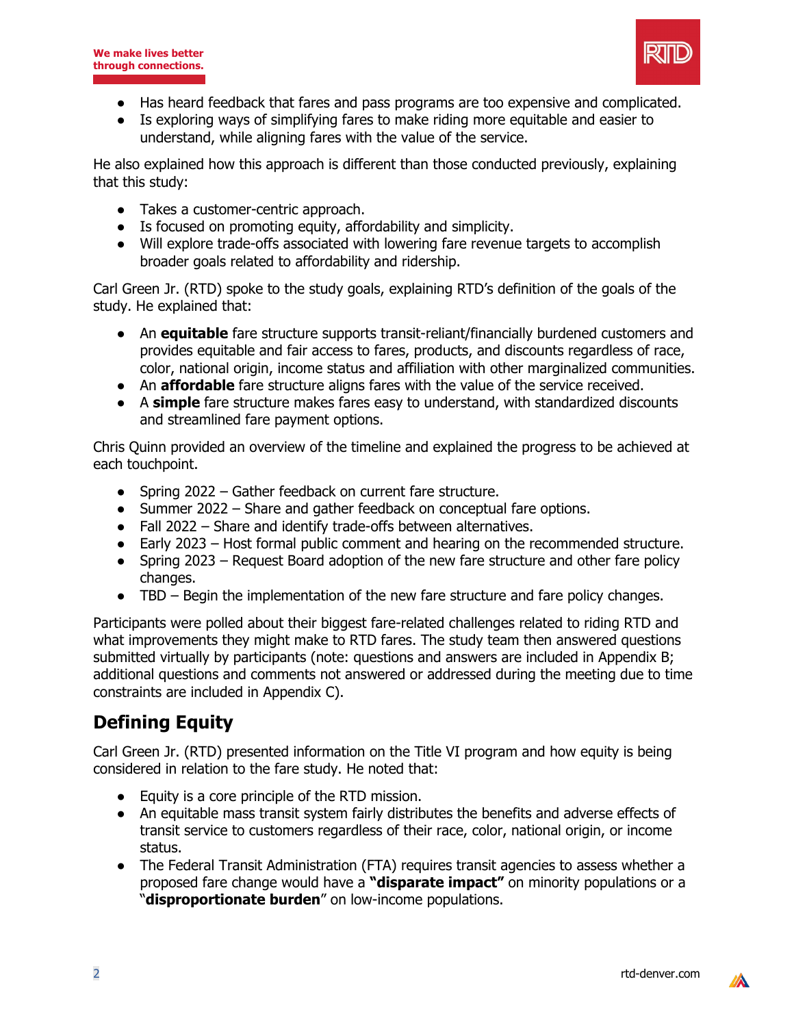- Has heard feedback that fares and pass programs are too expensive and complicated.
- Is exploring ways of simplifying fares to make riding more equitable and easier to understand, while aligning fares with the value of the service.

He also explained how this approach is different than those conducted previously, explaining that this study:

- Takes a customer-centric approach.
- Is focused on promoting equity, affordability and simplicity.
- Will explore trade-offs associated with lowering fare revenue targets to accomplish broader goals related to affordability and ridership.

Carl Green Jr. (RTD) spoke to the study goals, explaining RTD's definition of the goals of the study. He explained that:

- An **equitable** fare structure supports transit-reliant/financially burdened customers and provides equitable and fair access to fares, products, and discounts regardless of race, color, national origin, income status and affiliation with other marginalized communities.
- An **affordable** fare structure aligns fares with the value of the service received.
- A **simple** fare structure makes fares easy to understand, with standardized discounts and streamlined fare payment options.

Chris Quinn provided an overview of the timeline and explained the progress to be achieved at each touchpoint.

- Spring 2022 – Gather feedback on current fare structure.
- Summer 2022 – Share and gather feedback on conceptual fare options.
- Fall 2022 – Share and identify trade-offs between alternatives.
- Early 2023 – Host formal public comment and hearing on the recommended structure.
- Spring 2023 – Request Board adoption of the new fare structure and other fare policy changes.
- TBD – Begin the implementation of the new fare structure and fare policy changes.

Participants were polled about their biggest fare-related challenges related to riding RTD and what improvements they might make to RTD fares. The study team then answered questions submitted virtually by participants (note: questions and answers are included in Appendix B; additional questions and comments not answered or addressed during the meeting due to time constraints are included in Appendix C).

## Defining Equity

Carl Green Jr. (RTD) presented information on the Title VI program and how equity is being considered in relation to the fare study. He noted that:

- Equity is a core principle of the RTD mission.
- An equitable mass transit system fairly distributes the benefits and adverse effects of transit service to customers regardless of their race, color, national origin, or income status.
- The Federal Transit Administration (FTA) requires transit agencies to assess whether a proposed fare change would have a **"disparate impact"** on minority populations or a "**disproportionate burden**" on low-income populations.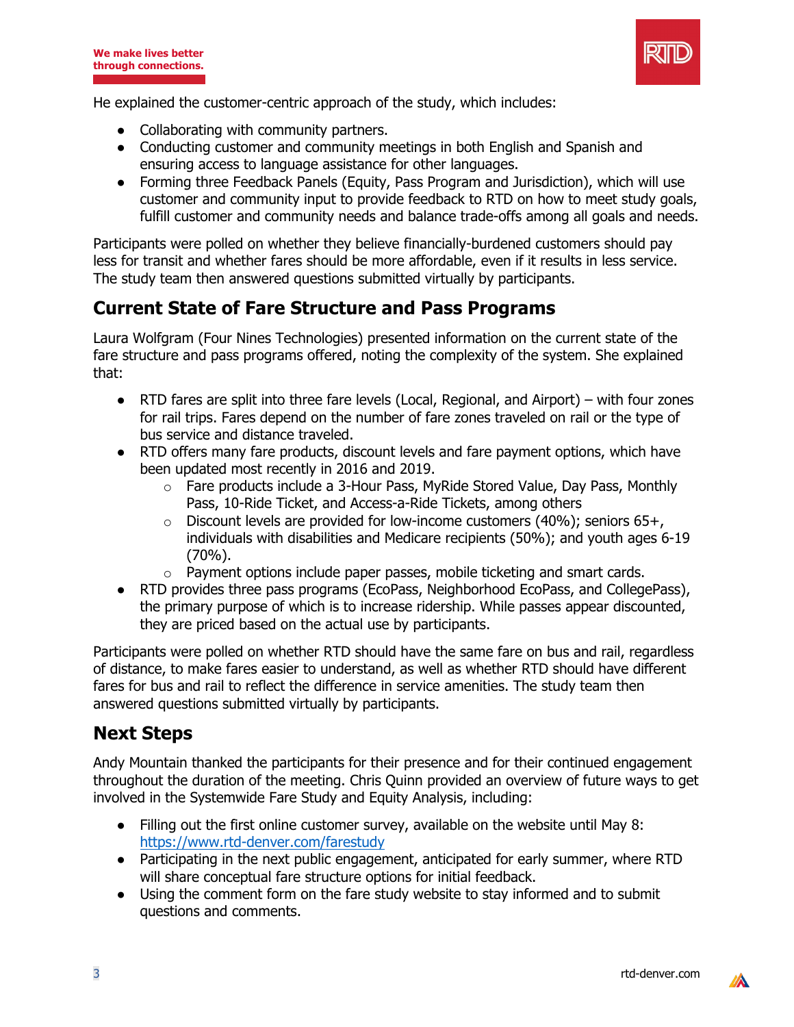He explained the customer-centric approach of the study, which includes:

- Collaborating with community partners.
- Conducting customer and community meetings in both English and Spanish and ensuring access to language assistance for other languages.
- Forming three Feedback Panels (Equity, Pass Program and Jurisdiction), which will use customer and community input to provide feedback to RTD on how to meet study goals, fulfill customer and community needs and balance trade-offs among all goals and needs.

Participants were polled on whether they believe financially-burdened customers should pay less for transit and whether fares should be more affordable, even if it results in less service. The study team then answered questions submitted virtually by participants.

## Current State of Fare Structure and Pass Programs

Laura Wolfgram (Four Nines Technologies) presented information on the current state of the fare structure and pass programs offered, noting the complexity of the system. She explained that:

- RTD fares are split into three fare levels (Local, Regional, and Airport) – with four zones for rail trips. Fares depend on the number of fare zones traveled on rail or the type of bus service and distance traveled.
- RTD offers many fare products, discount levels and fare payment options, which have been updated most recently in 2016 and 2019.
  - Fare products include a 3-Hour Pass, MyRide Stored Value, Day Pass, Monthly Pass, 10-Ride Ticket, and Access-a-Ride Tickets, among others
  - Discount levels are provided for low-income customers (40%); seniors 65+, individuals with disabilities and Medicare recipients (50%); and youth ages 6-19 (70%).
  - Payment options include paper passes, mobile ticketing and smart cards.
- RTD provides three pass programs (EcoPass, Neighborhood EcoPass, and CollegePass), the primary purpose of which is to increase ridership. While passes appear discounted, they are priced based on the actual use by participants.

Participants were polled on whether RTD should have the same fare on bus and rail, regardless of distance, to make fares easier to understand, as well as whether RTD should have different fares for bus and rail to reflect the difference in service amenities. The study team then answered questions submitted virtually by participants.

## Next Steps

Andy Mountain thanked the participants for their presence and for their continued engagement throughout the duration of the meeting. Chris Quinn provided an overview of future ways to get involved in the Systemwide Fare Study and Equity Analysis, including:

- Filling out the first online customer survey, available on the website until May 8: https://www.rtd-denver.com/farestudy
- Participating in the next public engagement, anticipated for early summer, where RTD will share conceptual fare structure options for initial feedback.
- Using the comment form on the fare study website to stay informed and to submit questions and comments.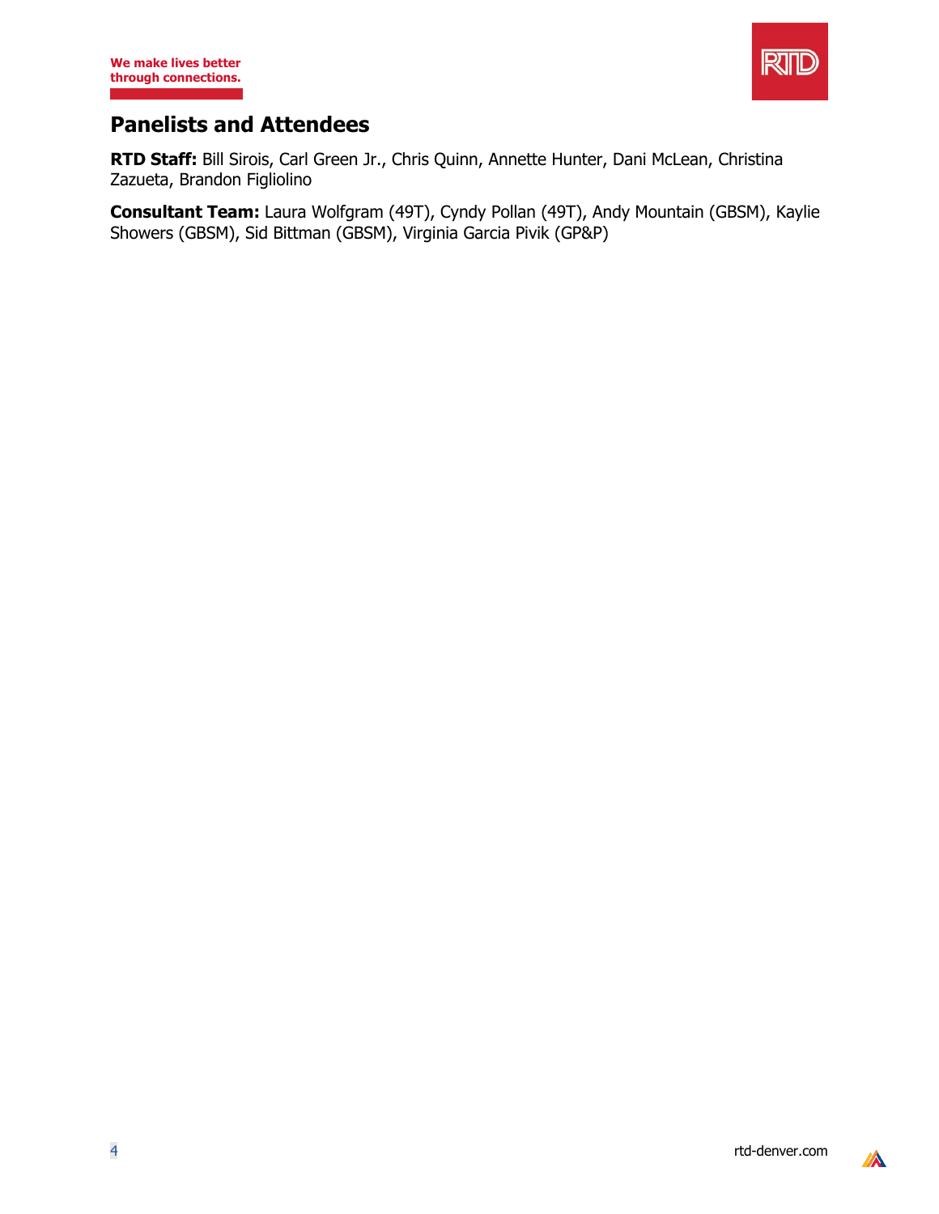## Panelists and Attendees

**RTD Staff:** Bill Sirois, Carl Green Jr., Chris Quinn, Annette Hunter, Dani McLean, Christina Zazueta, Brandon Figliolino

**Consultant Team:** Laura Wolfgram (49T), Cyndy Pollan (49T), Andy Mountain (GBSM), Kaylie Showers (GBSM), Sid Bittman (GBSM), Virginia Garcia Pivik (GP&P)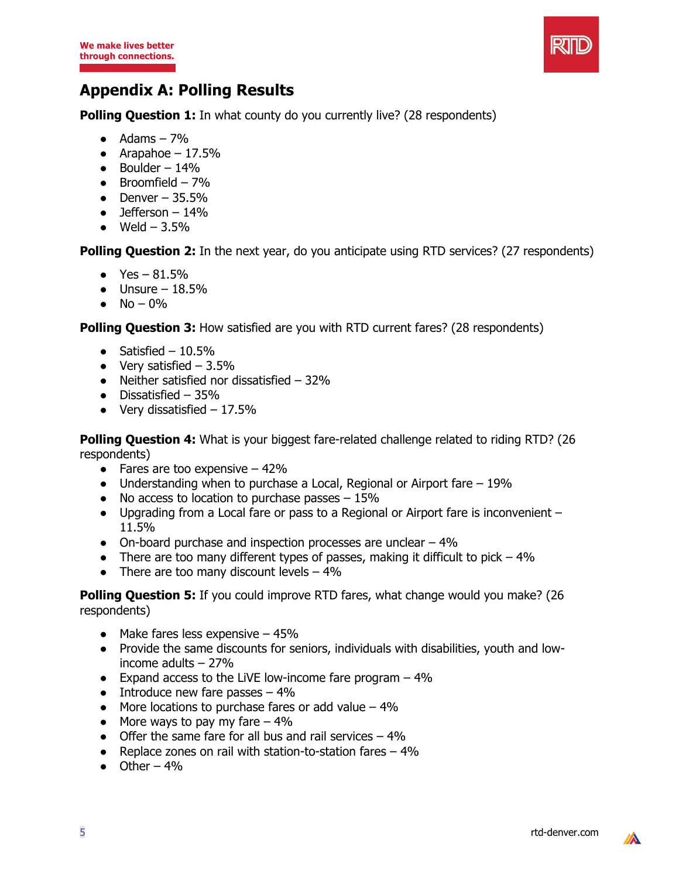## Appendix A: Polling Results

**Polling Question 1:** In what county do you currently live? (28 respondents)

- Adams – 7%
- Arapahoe – 17.5%
- Boulder – 14%
- Broomfield – 7%
- Denver – 35.5%
- Jefferson – 14%
- Weld – 3.5%

**Polling Question 2:** In the next year, do you anticipate using RTD services? (27 respondents)

- Yes – 81.5%
- Unsure – 18.5%
- No – 0%

**Polling Question 3:** How satisfied are you with RTD current fares? (28 respondents)

- Satisfied – 10.5%
- Very satisfied – 3.5%
- Neither satisfied nor dissatisfied – 32%
- Dissatisfied – 35%
- Very dissatisfied – 17.5%

**Polling Question 4:** What is your biggest fare-related challenge related to riding RTD? (26 respondents)

- Fares are too expensive – 42%
- Understanding when to purchase a Local, Regional or Airport fare – 19%
- No access to location to purchase passes – 15%
- Upgrading from a Local fare or pass to a Regional or Airport fare is inconvenient – 11.5%
- On-board purchase and inspection processes are unclear – 4%
- There are too many different types of passes, making it difficult to pick – 4%
- There are too many discount levels – 4%

**Polling Question 5:** If you could improve RTD fares, what change would you make? (26 respondents)

- Make fares less expensive – 45%
- Provide the same discounts for seniors, individuals with disabilities, youth and low-income adults – 27%
- Expand access to the LiVE low-income fare program – 4%
- Introduce new fare passes – 4%
- More locations to purchase fares or add value – 4%
- More ways to pay my fare – 4%
- Offer the same fare for all bus and rail services – 4%
- Replace zones on rail with station-to-station fares – 4%
- Other – 4%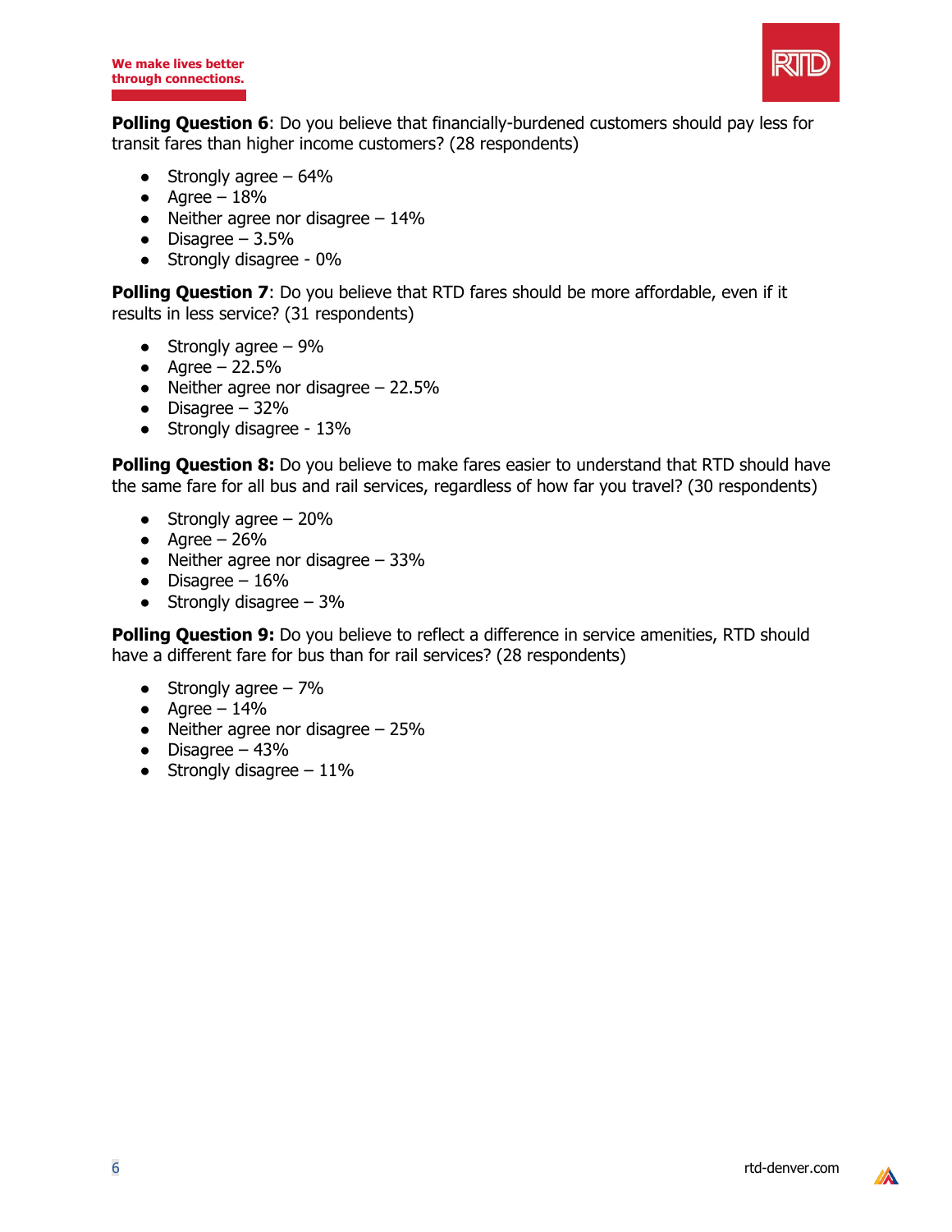**Polling Question 6**: Do you believe that financially-burdened customers should pay less for transit fares than higher income customers? (28 respondents)

- Strongly agree – 64%
- Agree – 18%
- Neither agree nor disagree – 14%
- Disagree – 3.5%
- Strongly disagree - 0%

**Polling Question 7**: Do you believe that RTD fares should be more affordable, even if it results in less service? (31 respondents)

- Strongly agree – 9%
- Agree – 22.5%
- Neither agree nor disagree – 22.5%
- Disagree – 32%
- Strongly disagree - 13%

**Polling Question 8:** Do you believe to make fares easier to understand that RTD should have the same fare for all bus and rail services, regardless of how far you travel? (30 respondents)

- Strongly agree – 20%
- Agree – 26%
- Neither agree nor disagree – 33%
- Disagree – 16%
- Strongly disagree – 3%

**Polling Question 9:** Do you believe to reflect a difference in service amenities, RTD should have a different fare for bus than for rail services? (28 respondents)

- Strongly agree – 7%
- Agree – 14%
- Neither agree nor disagree – 25%
- Disagree – 43%
- Strongly disagree – 11%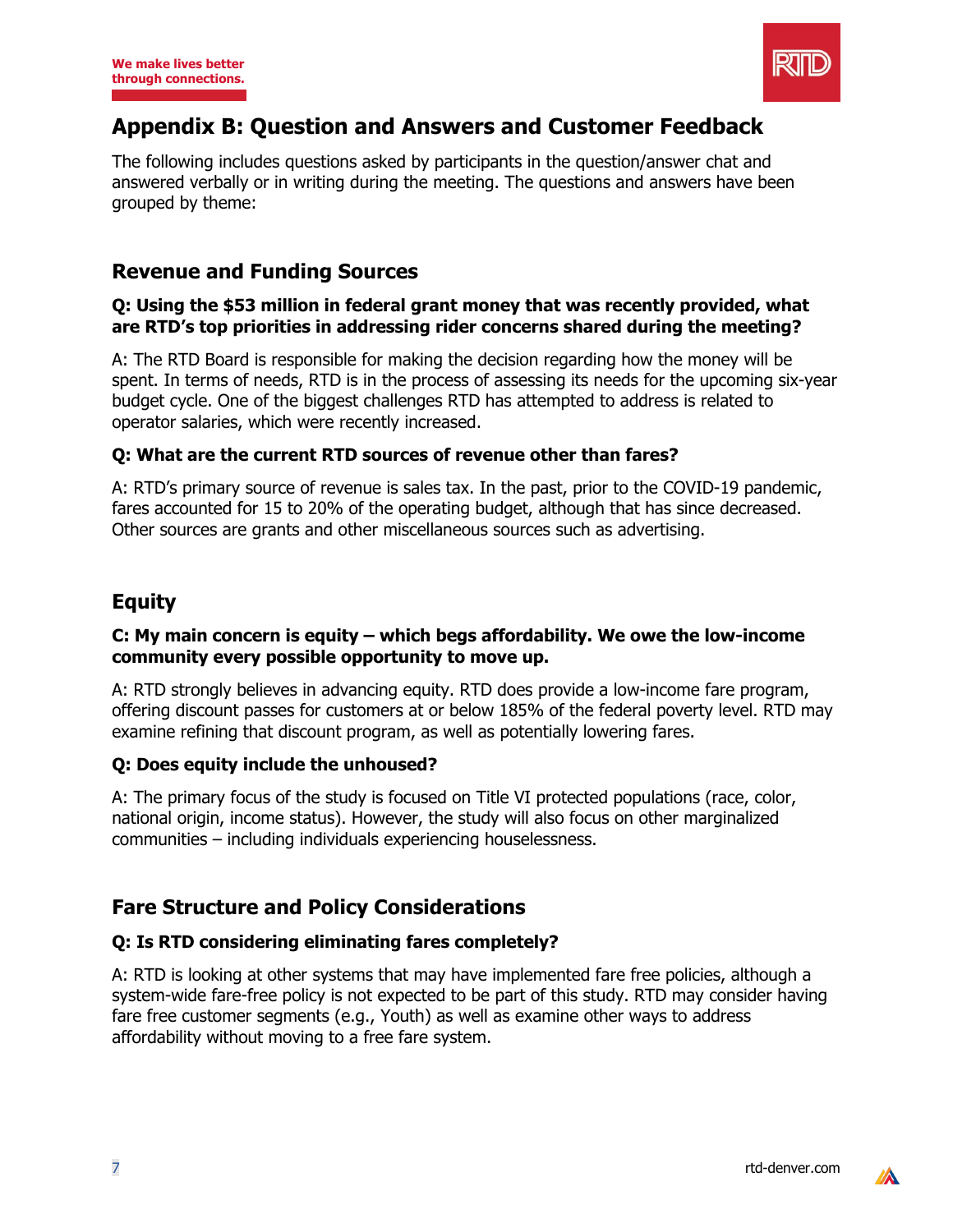# Appendix B: Question and Answers and Customer Feedback

The following includes questions asked by participants in the question/answer chat and answered verbally or in writing during the meeting. The questions and answers have been grouped by theme:

## Revenue and Funding Sources

**Q: Using the $53 million in federal grant money that was recently provided, what are RTD's top priorities in addressing rider concerns shared during the meeting?**

A: The RTD Board is responsible for making the decision regarding how the money will be spent. In terms of needs, RTD is in the process of assessing its needs for the upcoming six-year budget cycle. One of the biggest challenges RTD has attempted to address is related to operator salaries, which were recently increased.

**Q: What are the current RTD sources of revenue other than fares?**

A: RTD's primary source of revenue is sales tax. In the past, prior to the COVID-19 pandemic, fares accounted for 15 to 20% of the operating budget, although that has since decreased. Other sources are grants and other miscellaneous sources such as advertising.

## Equity

**C: My main concern is equity – which begs affordability. We owe the low-income community every possible opportunity to move up.**

A: RTD strongly believes in advancing equity. RTD does provide a low-income fare program, offering discount passes for customers at or below 185% of the federal poverty level. RTD may examine refining that discount program, as well as potentially lowering fares.

**Q: Does equity include the unhoused?**

A: The primary focus of the study is focused on Title VI protected populations (race, color, national origin, income status). However, the study will also focus on other marginalized communities – including individuals experiencing houselessness.

## Fare Structure and Policy Considerations

**Q: Is RTD considering eliminating fares completely?**

A: RTD is looking at other systems that may have implemented fare free policies, although a system-wide fare-free policy is not expected to be part of this study. RTD may consider having fare free customer segments (e.g., Youth) as well as examine other ways to address affordability without moving to a free fare system.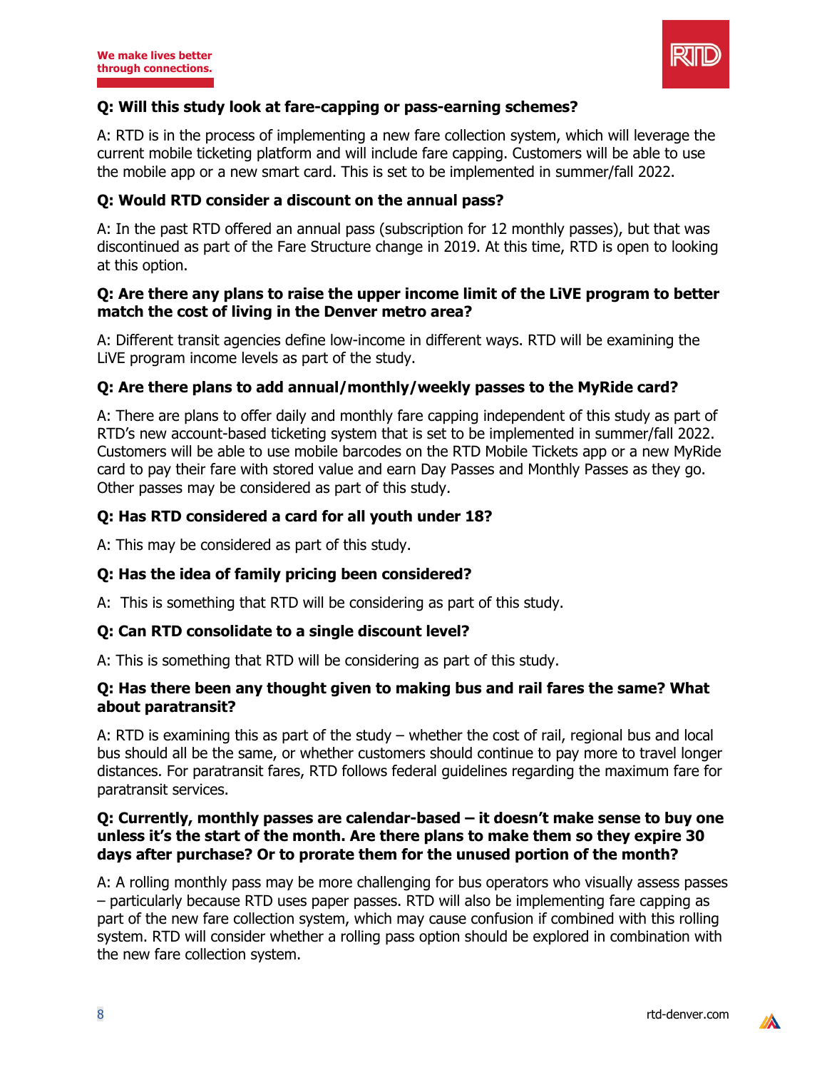**Q: Will this study look at fare-capping or pass-earning schemes?**

A: RTD is in the process of implementing a new fare collection system, which will leverage the current mobile ticketing platform and will include fare capping. Customers will be able to use the mobile app or a new smart card. This is set to be implemented in summer/fall 2022.

**Q: Would RTD consider a discount on the annual pass?**

A: In the past RTD offered an annual pass (subscription for 12 monthly passes), but that was discontinued as part of the Fare Structure change in 2019. At this time, RTD is open to looking at this option.

**Q: Are there any plans to raise the upper income limit of the LiVE program to better match the cost of living in the Denver metro area?**

A: Different transit agencies define low-income in different ways. RTD will be examining the LiVE program income levels as part of the study.

**Q: Are there plans to add annual/monthly/weekly passes to the MyRide card?**

A: There are plans to offer daily and monthly fare capping independent of this study as part of RTD's new account-based ticketing system that is set to be implemented in summer/fall 2022. Customers will be able to use mobile barcodes on the RTD Mobile Tickets app or a new MyRide card to pay their fare with stored value and earn Day Passes and Monthly Passes as they go. Other passes may be considered as part of this study.

**Q: Has RTD considered a card for all youth under 18?**

A: This may be considered as part of this study.

**Q: Has the idea of family pricing been considered?**

A: This is something that RTD will be considering as part of this study.

**Q: Can RTD consolidate to a single discount level?**

A: This is something that RTD will be considering as part of this study.

**Q: Has there been any thought given to making bus and rail fares the same? What about paratransit?**

A: RTD is examining this as part of the study – whether the cost of rail, regional bus and local bus should all be the same, or whether customers should continue to pay more to travel longer distances. For paratransit fares, RTD follows federal guidelines regarding the maximum fare for paratransit services.

**Q: Currently, monthly passes are calendar-based – it doesn't make sense to buy one unless it's the start of the month. Are there plans to make them so they expire 30 days after purchase? Or to prorate them for the unused portion of the month?**

A: A rolling monthly pass may be more challenging for bus operators who visually assess passes – particularly because RTD uses paper passes. RTD will also be implementing fare capping as part of the new fare collection system, which may cause confusion if combined with this rolling system. RTD will consider whether a rolling pass option should be explored in combination with the new fare collection system.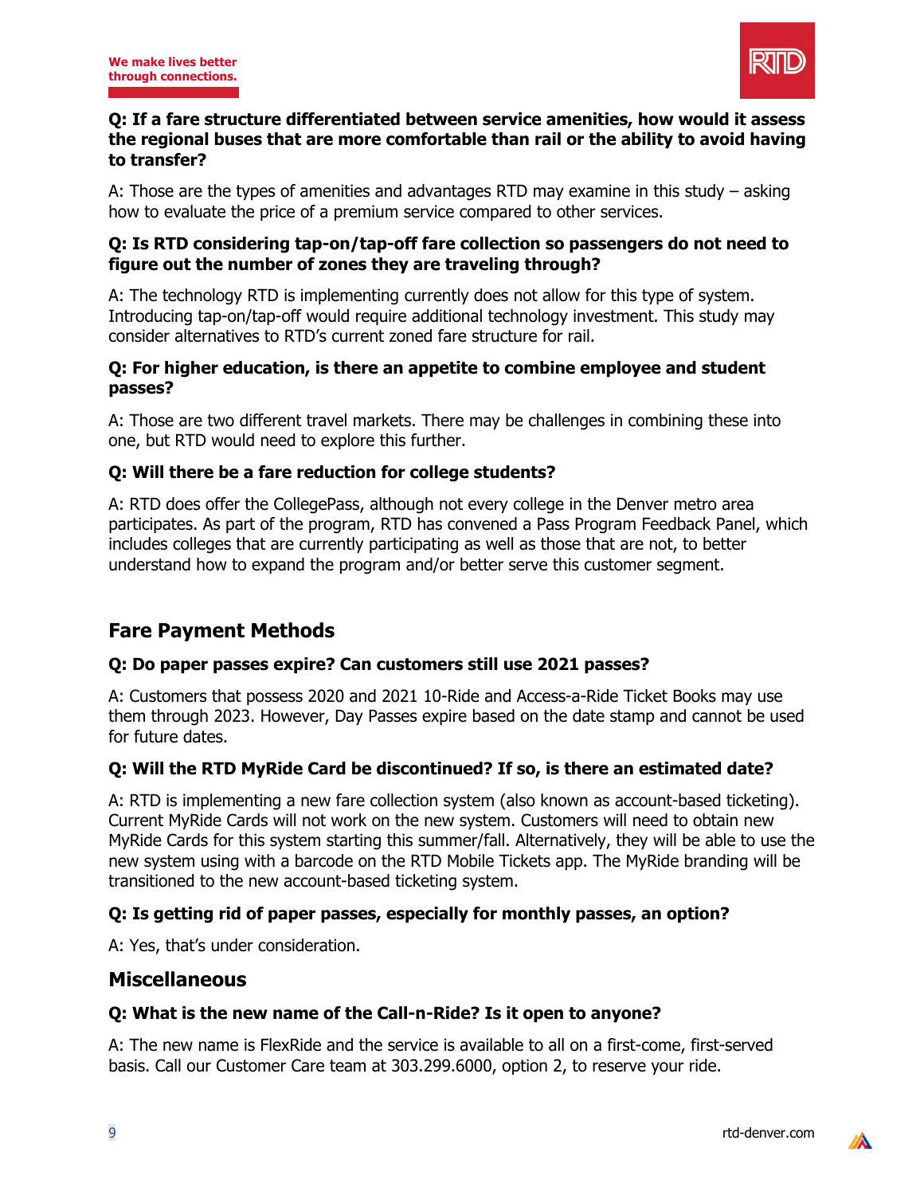**Q: If a fare structure differentiated between service amenities, how would it assess the regional buses that are more comfortable than rail or the ability to avoid having to transfer?**

A: Those are the types of amenities and advantages RTD may examine in this study – asking how to evaluate the price of a premium service compared to other services.

**Q: Is RTD considering tap-on/tap-off fare collection so passengers do not need to figure out the number of zones they are traveling through?**

A: The technology RTD is implementing currently does not allow for this type of system. Introducing tap-on/tap-off would require additional technology investment. This study may consider alternatives to RTD's current zoned fare structure for rail.

**Q: For higher education, is there an appetite to combine employee and student passes?**

A: Those are two different travel markets. There may be challenges in combining these into one, but RTD would need to explore this further.

**Q: Will there be a fare reduction for college students?**

A: RTD does offer the CollegePass, although not every college in the Denver metro area participates. As part of the program, RTD has convened a Pass Program Feedback Panel, which includes colleges that are currently participating as well as those that are not, to better understand how to expand the program and/or better serve this customer segment.

## Fare Payment Methods

**Q: Do paper passes expire? Can customers still use 2021 passes?**

A: Customers that possess 2020 and 2021 10-Ride and Access-a-Ride Ticket Books may use them through 2023. However, Day Passes expire based on the date stamp and cannot be used for future dates.

**Q: Will the RTD MyRide Card be discontinued? If so, is there an estimated date?**

A: RTD is implementing a new fare collection system (also known as account-based ticketing). Current MyRide Cards will not work on the new system. Customers will need to obtain new MyRide Cards for this system starting this summer/fall. Alternatively, they will be able to use the new system using with a barcode on the RTD Mobile Tickets app. The MyRide branding will be transitioned to the new account-based ticketing system.

**Q: Is getting rid of paper passes, especially for monthly passes, an option?**

A: Yes, that's under consideration.

## Miscellaneous

**Q: What is the new name of the Call-n-Ride? Is it open to anyone?**

A: The new name is FlexRide and the service is available to all on a first-come, first-served basis. Call our Customer Care team at 303.299.6000, option 2, to reserve your ride.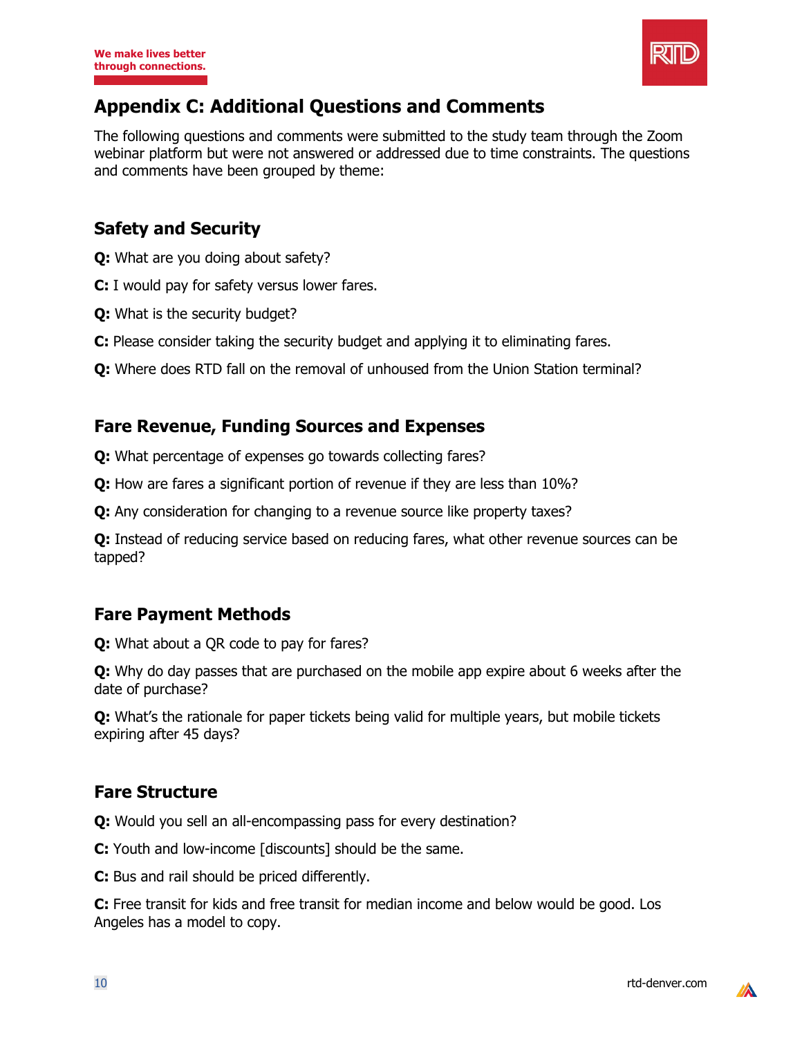## Appendix C: Additional Questions and Comments

The following questions and comments were submitted to the study team through the Zoom webinar platform but were not answered or addressed due to time constraints. The questions and comments have been grouped by theme:

### Safety and Security

**Q:** What are you doing about safety?

**C:** I would pay for safety versus lower fares.

**Q:** What is the security budget?

**C:** Please consider taking the security budget and applying it to eliminating fares.

**Q:** Where does RTD fall on the removal of unhoused from the Union Station terminal?

### Fare Revenue, Funding Sources and Expenses

**Q:** What percentage of expenses go towards collecting fares?

**Q:** How are fares a significant portion of revenue if they are less than 10%?

**Q:** Any consideration for changing to a revenue source like property taxes?

**Q:** Instead of reducing service based on reducing fares, what other revenue sources can be tapped?

### Fare Payment Methods

**Q:** What about a QR code to pay for fares?

**Q:** Why do day passes that are purchased on the mobile app expire about 6 weeks after the date of purchase?

**Q:** What's the rationale for paper tickets being valid for multiple years, but mobile tickets expiring after 45 days?

### Fare Structure

**Q:** Would you sell an all-encompassing pass for every destination?

**C:** Youth and low-income [discounts] should be the same.

**C:** Bus and rail should be priced differently.

**C:** Free transit for kids and free transit for median income and below would be good. Los Angeles has a model to copy.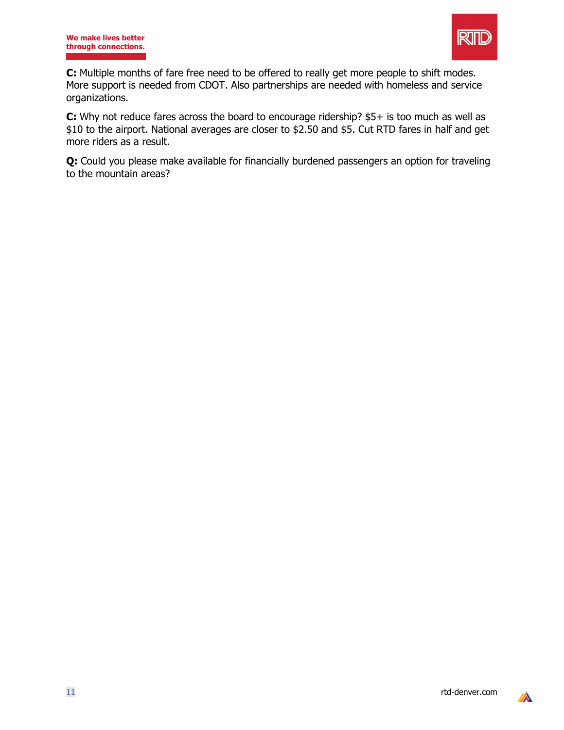**C:** Multiple months of fare free need to be offered to really get more people to shift modes. More support is needed from CDOT. Also partnerships are needed with homeless and service organizations.

**C:** Why not reduce fares across the board to encourage ridership? $5+ is too much as well as $10 to the airport. National averages are closer to $2.50 and $5. Cut RTD fares in half and get more riders as a result.

**Q:** Could you please make available for financially burdened passengers an option for traveling to the mountain areas?